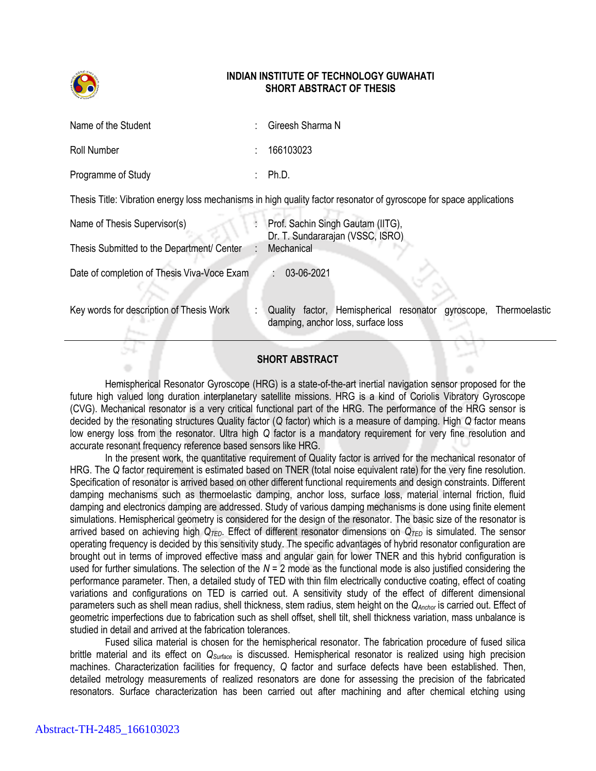# INDIAN INSTITUTE OF TECHNOLOGY GUWAHATI
## SHORT ABSTRACT OF THESIS

| | | |
|---|---|---|
| Name of the Student | : | Gireesh Sharma N |
| Roll Number | : | 166103023 |
| Programme of Study | : | Ph.D. |

Thesis Title: Vibration energy loss mechanisms in high quality factor resonator of gyroscope for space applications

| | | |
|---|---|---|
| Name of Thesis Supervisor(s) | : | Prof. Sachin Singh Gautam (IITG), Dr. T. Sundararajan (VSSC, ISRO) |
| Thesis Submitted to the Department/ Center | : | Mechanical |
| Date of completion of Thesis Viva-Voce Exam | : | 03-06-2021 |
| Key words for description of Thesis Work | : | Quality factor, Hemispherical resonator gyroscope, Thermoelastic damping, anchor loss, surface loss |

---

## SHORT ABSTRACT

Hemispherical Resonator Gyroscope (HRG) is a state-of-the-art inertial navigation sensor proposed for the future high valued long duration interplanetary satellite missions. HRG is a kind of Coriolis Vibratory Gyroscope (CVG). Mechanical resonator is a very critical functional part of the HRG. The performance of the HRG sensor is decided by the resonating structures Quality factor (*Q* factor) which is a measure of damping. High *Q* factor means low energy loss from the resonator. Ultra high *Q* factor is a mandatory requirement for very fine resolution and accurate resonant frequency reference based sensors like HRG.

In the present work, the quantitative requirement of Quality factor is arrived for the mechanical resonator of HRG. The *Q* factor requirement is estimated based on TNER (total noise equivalent rate) for the very fine resolution. Specification of resonator is arrived based on other different functional requirements and design constraints. Different damping mechanisms such as thermoelastic damping, anchor loss, surface loss, material internal friction, fluid damping and electronics damping are addressed. Study of various damping mechanisms is done using finite element simulations. Hemispherical geometry is considered for the design of the resonator. The basic size of the resonator is arrived based on achieving high $Q_{TED}$. Effect of different resonator dimensions on $Q_{TED}$ is simulated. The sensor operating frequency is decided by this sensitivity study. The specific advantages of hybrid resonator configuration are brought out in terms of improved effective mass and angular gain for lower TNER and this hybrid configuration is used for further simulations. The selection of the $N = 2$ mode as the functional mode is also justified considering the performance parameter. Then, a detailed study of TED with thin film electrically conductive coating, effect of coating variations and configurations on TED is carried out. A sensitivity study of the effect of different dimensional parameters such as shell mean radius, shell thickness, stem radius, stem height on the $Q_{Anchor}$ is carried out. Effect of geometric imperfections due to fabrication such as shell offset, shell tilt, shell thickness variation, mass unbalance is studied in detail and arrived at the fabrication tolerances.

Fused silica material is chosen for the hemispherical resonator. The fabrication procedure of fused silica brittle material and its effect on $Q_{Surface}$ is discussed. Hemispherical resonator is realized using high precision machines. Characterization facilities for frequency, *Q* factor and surface defects have been established. Then, detailed metrology measurements of realized resonators are done for assessing the precision of the fabricated resonators. Surface characterization has been carried out after machining and after chemical etching using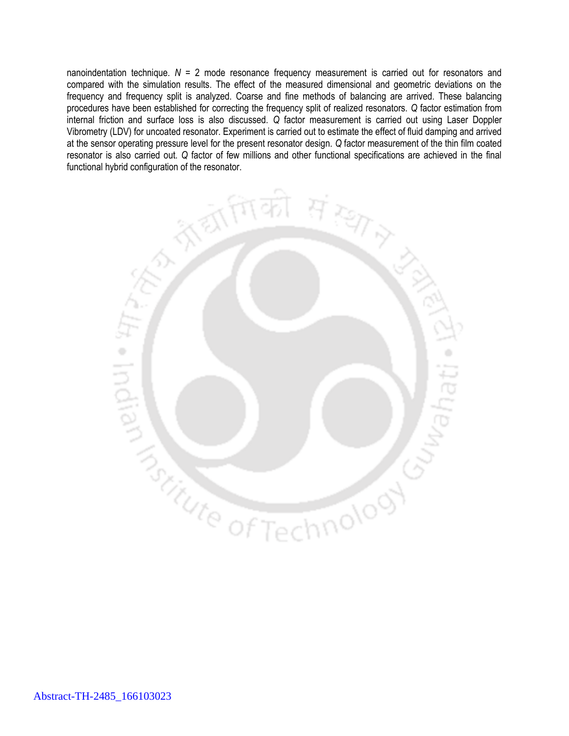nanoindentation technique. $N$ = 2 mode resonance frequency measurement is carried out for resonators and compared with the simulation results. The effect of the measured dimensional and geometric deviations on the frequency and frequency split is analyzed. Coarse and fine methods of balancing are arrived. These balancing procedures have been established for correcting the frequency split of realized resonators. $Q$ factor estimation from internal friction and surface loss is also discussed. $Q$ factor measurement is carried out using Laser Doppler Vibrometry (LDV) for uncoated resonator. Experiment is carried out to estimate the effect of fluid damping and arrived at the sensor operating pressure level for the present resonator design. $Q$ factor measurement of the thin film coated resonator is also carried out. $Q$ factor of few millions and other functional specifications are achieved in the final functional hybrid configuration of the resonator.